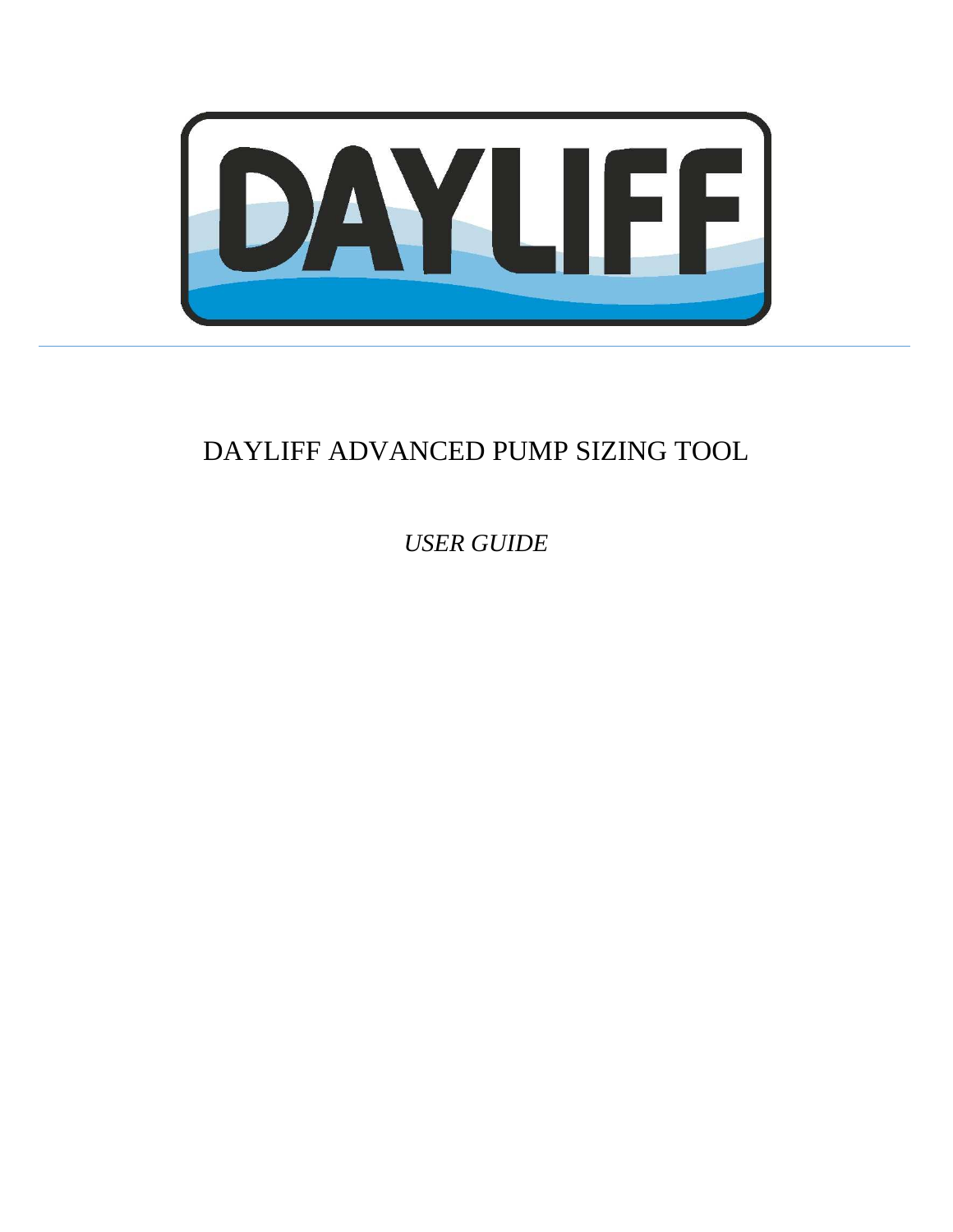# DAYLIFF ADVANCED PUMP SIZING TOOL

*USER GUIDE*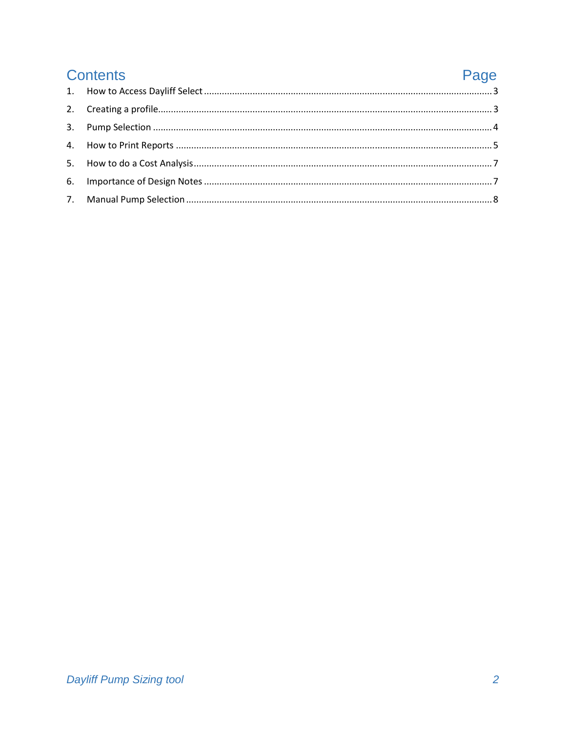## Contents

| | | Page |
|---|---|---|
| 1. | How to Access Dayliff Select | 3 |
| 2. | Creating a profile | 3 |
| 3. | Pump Selection | 4 |
| 4. | How to Print Reports | 5 |
| 5. | How to do a Cost Analysis | 7 |
| 6. | Importance of Design Notes | 7 |
| 7. | Manual Pump Selection | 8 |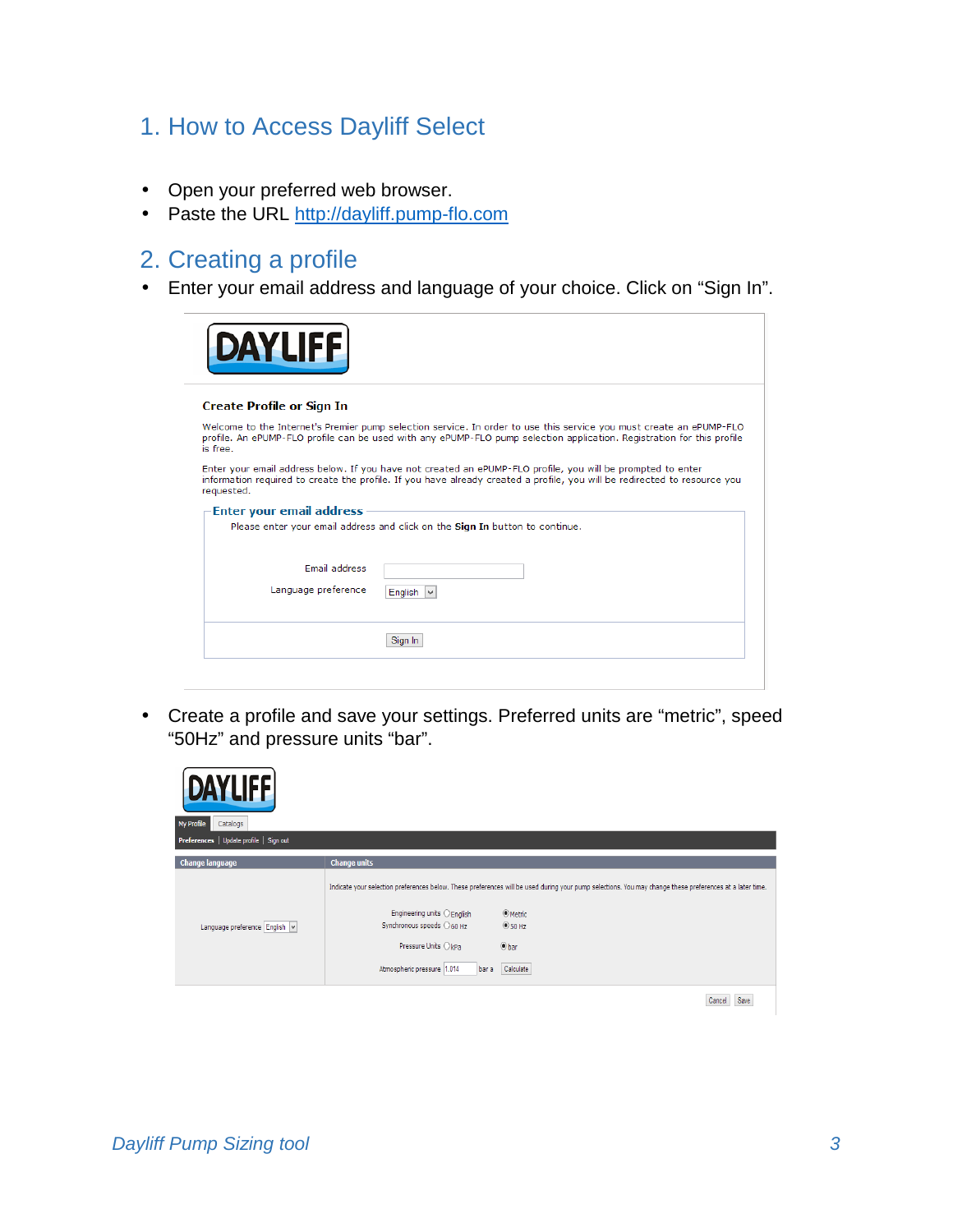## 1. How to Access Dayliff Select

- Open your preferred web browser.
- Paste the URL http://dayliff.pump-flo.com

## 2. Creating a profile

- Enter your email address and language of your choice. Click on “Sign In”.

**Create Profile or Sign In**

Welcome to the Internet's Premier pump selection service. In order to use this service you must create an ePUMP-FLO profile. An ePUMP-FLO profile can be used with any ePUMP-FLO pump selection application. Registration for this profile is free.

Enter your email address below. If you have not created an ePUMP-FLO profile, you will be prompted to enter information required to create the profile. If you have already created a profile, you will be redirected to resource you requested.

**Enter your email address**

Please enter your email address and click on the **Sign In** button to continue.

Email address

Language preference English

Sign In

- Create a profile and save your settings. Preferred units are “metric”, speed “50Hz” and pressure units “bar”.

My Profile | Catalogs

Preferences | Update profile | Sign out

| Change language | Change units |
|---|---|
| Language preference English | Indicate your selection preferences below. These preferences will be used during your pump selections. You may change these preferences at a later time. |
| | Engineering units ○ English ◉ Metric |
| | Synchronous speeds ○ 60 Hz ◉ 50 Hz |
| | Pressure Units ○ kPa ◉ bar |
| | Atmospheric pressure 1.014 bar a Calculate |

Cancel Save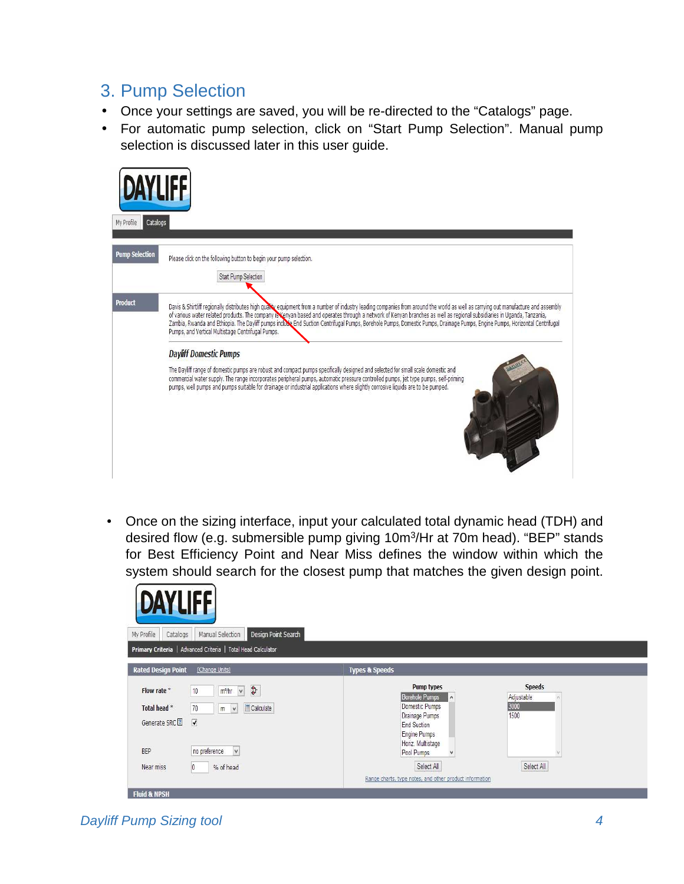## 3. Pump Selection

- Once your settings are saved, you will be re-directed to the "Catalogs" page.
- For automatic pump selection, click on "Start Pump Selection". Manual pump selection is discussed later in this user guide.

- Once on the sizing interface, input your calculated total dynamic head (TDH) and desired flow (e.g. submersible pump giving 10m$^3$/Hr at 70m head). "BEP" stands for Best Efficiency Point and Near Miss defines the window within which the system should search for the closest pump that matches the given design point.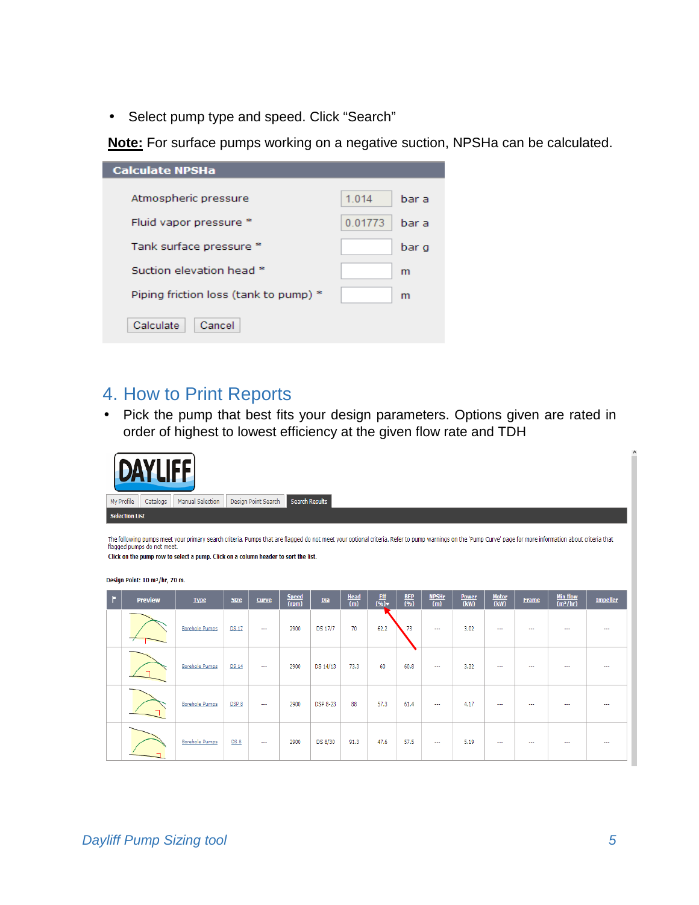- Select pump type and speed. Click "Search"

**Note:** For surface pumps working on a negative suction, NPSHa can be calculated.

**Calculate NPSHa**

| | | |
|---|---|---|
| Atmospheric pressure | 1.014 | bar a |
| Fluid vapor pressure * | 0.01773 | bar a |
| Tank surface pressure * | | bar g |
| Suction elevation head * | | m |
| Piping friction loss (tank to pump) * | | m |

Calculate | Cancel

## 4. How to Print Reports

- Pick the pump that best fits your design parameters. Options given are rated in order of highest to lowest efficiency at the given flow rate and TDH

DAYLIFF

My Profile | Catalogs | Manual Selection | Design Point Search | Search Results

**Selection List**

The following pumps meet your primary search criteria. Pumps that are flagged do not meet your optional criteria. Refer to pump warnings on the 'Pump Curve' page for more information about criteria that flagged pumps do not meet.

**Click on the pump row to select a pump. Click on a column header to sort the list.**

**Design Point: 10 m³/hr, 70 m.**

| | Preview | Type | Size | Curve | Speed (rpm) | Dia | Head (m) | Eff (%) | BEP (%) | NPSHr (m) | Power (kW) | Motor (kW) | Frame | Min flow (m³/hr) | Impeller |
|---|---|---|---|---|---|---|---|---|---|---|---|---|---|---|---|
| | | Borehole Pumps | DS 17 | --- | 2900 | DS 17/7 | 70 | 62.2 | 73 | --- | 3.02 | --- | --- | --- | --- |
| | | Borehole Pumps | DS 14 | --- | 2900 | DS 14/13 | 73.3 | 60 | 60.8 | --- | 3.32 | --- | --- | --- | --- |
| | | Borehole Pumps | DSP 8 | --- | 2900 | DSP 8-23 | 88 | 57.3 | 61.4 | --- | 4.17 | --- | --- | --- | --- |
| | | Borehole Pumps | DS 8 | --- | 2900 | DS 8/30 | 91.3 | 47.6 | 57.5 | --- | 5.19 | --- | --- | --- | --- |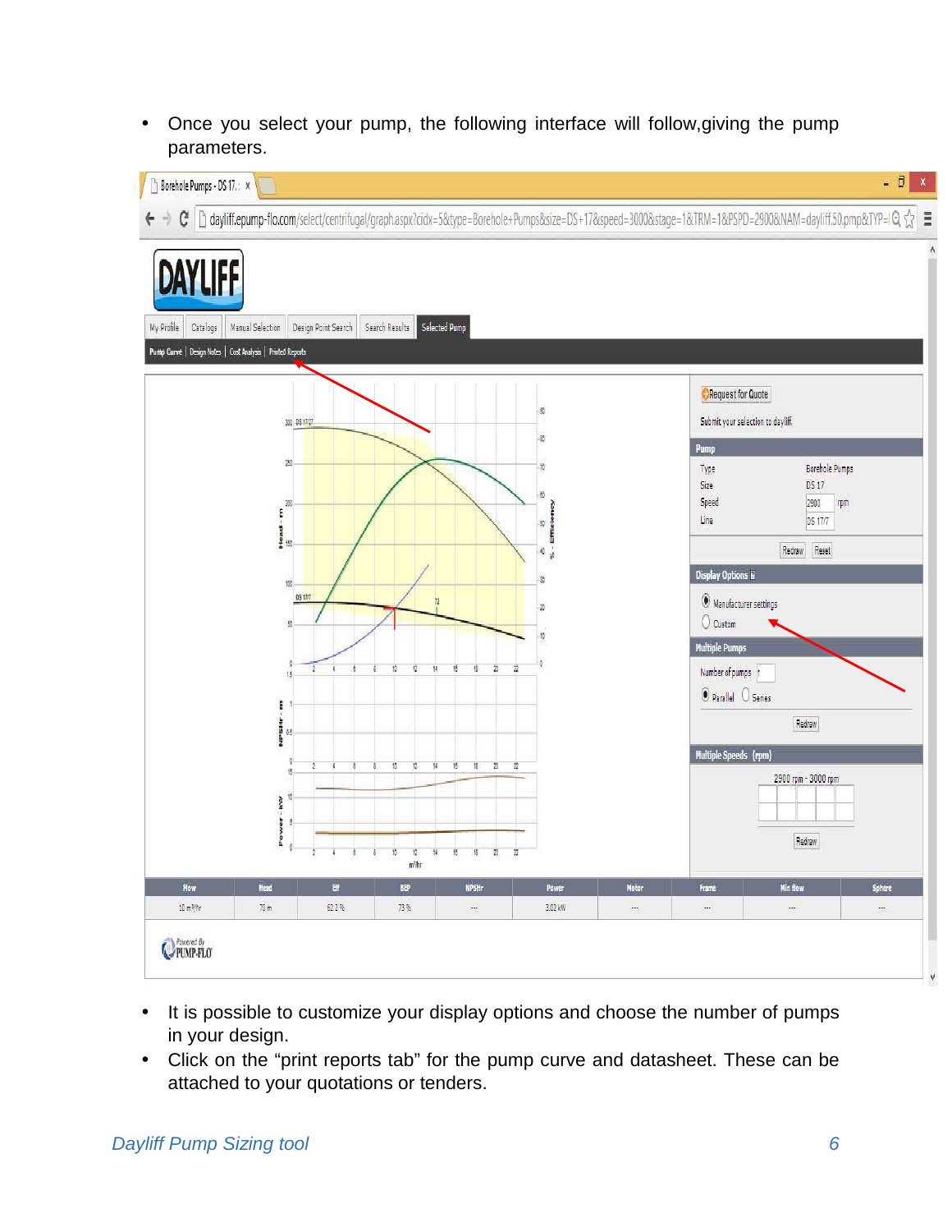- Once you select your pump, the following interface will follow,giving the pump parameters.

- It is possible to customize your display options and choose the number of pumps in your design.
- Click on the "print reports tab" for the pump curve and datasheet. These can be attached to your quotations or tenders.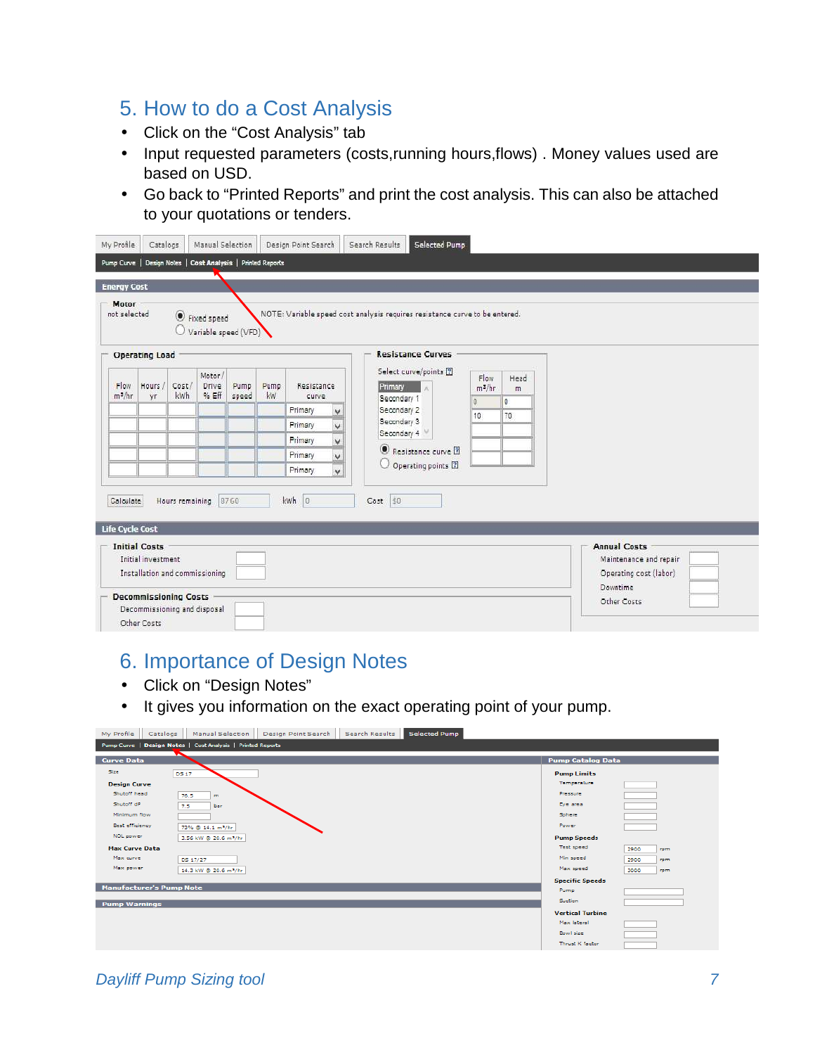## 5. How to do a Cost Analysis

- Click on the "Cost Analysis" tab
- Input requested parameters (costs,running hours,flows) . Money values used are based on USD.
- Go back to "Printed Reports" and print the cost analysis. This can also be attached to your quotations or tenders.

## 6. Importance of Design Notes

- Click on "Design Notes"
- It gives you information on the exact operating point of your pump.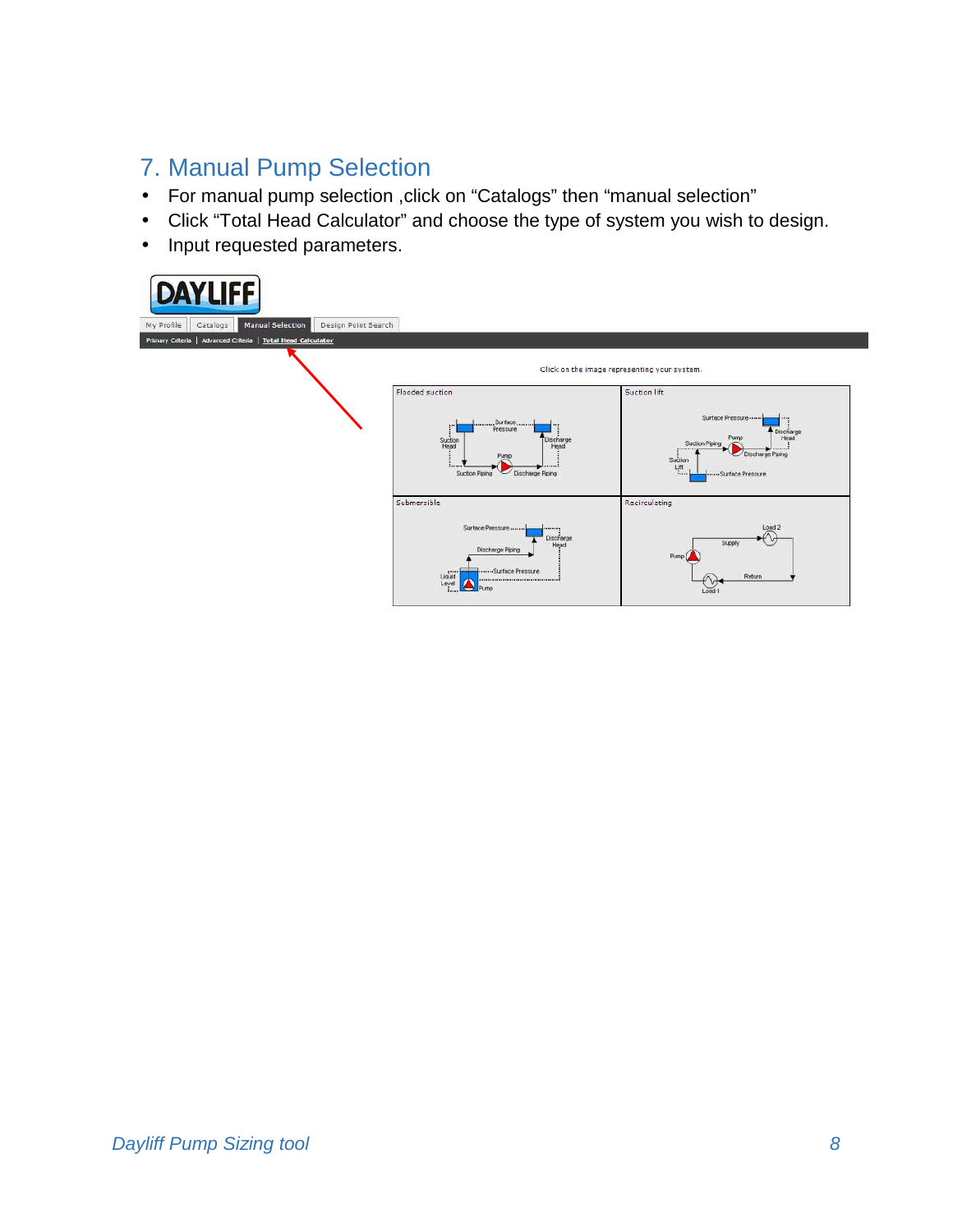## 7. Manual Pump Selection

- For manual pump selection ,click on “Catalogs” then “manual selection”
- Click “Total Head Calculator” and choose the type of system you wish to design.
- Input requested parameters.